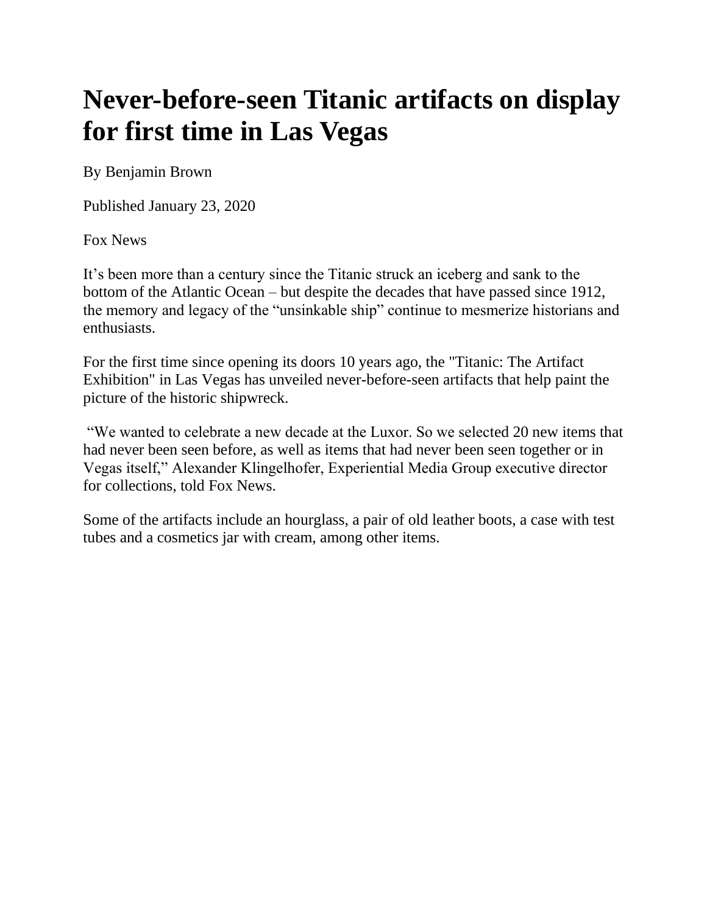# Never-before-seen Titanic artifacts on display for first time in Las Vegas

By Benjamin Brown

Published January 23, 2020

Fox News

It's been more than a century since the Titanic struck an iceberg and sank to the bottom of the Atlantic Ocean – but despite the decades that have passed since 1912, the memory and legacy of the "unsinkable ship" continue to mesmerize historians and enthusiasts.

For the first time since opening its doors 10 years ago, the "Titanic: The Artifact Exhibition" in Las Vegas has unveiled never-before-seen artifacts that help paint the picture of the historic shipwreck.

"We wanted to celebrate a new decade at the Luxor. So we selected 20 new items that had never been seen before, as well as items that had never been seen together or in Vegas itself," Alexander Klingelhofer, Experiential Media Group executive director for collections, told Fox News.

Some of the artifacts include an hourglass, a pair of old leather boots, a case with test tubes and a cosmetics jar with cream, among other items.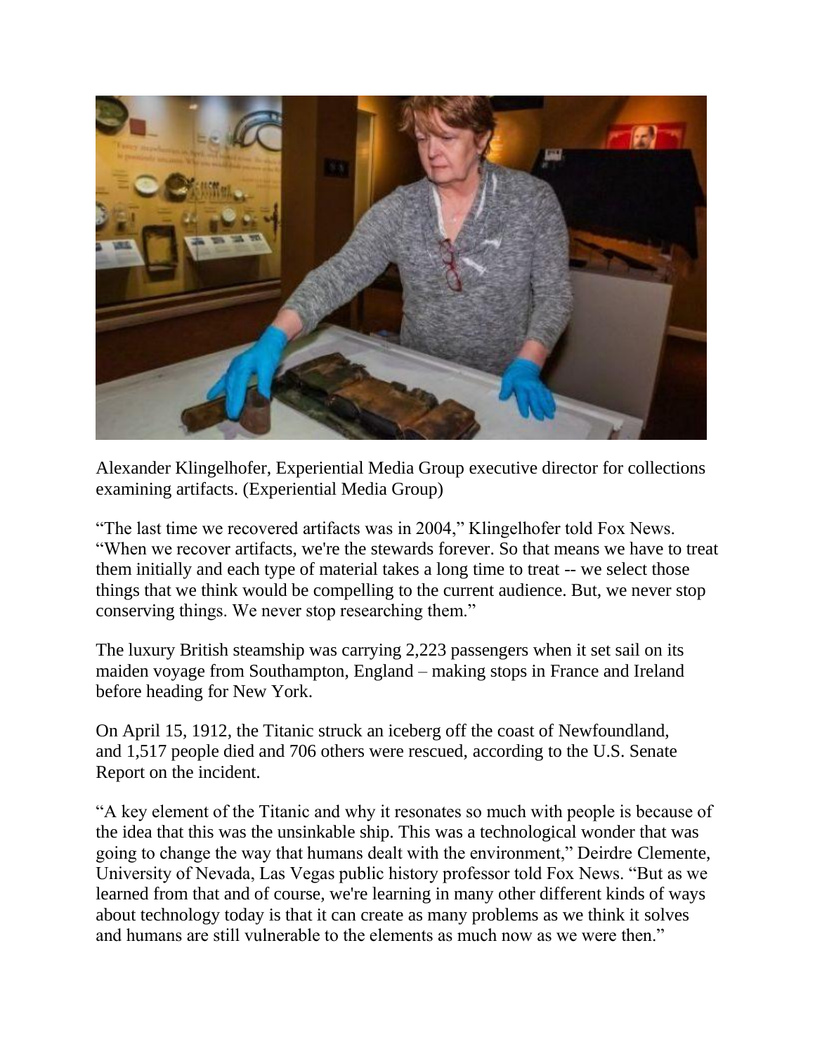Alexander Klingelhofer, Experiential Media Group executive director for collections examining artifacts. (Experiential Media Group)

"The last time we recovered artifacts was in 2004," Klingelhofer told Fox News. "When we recover artifacts, we're the stewards forever. So that means we have to treat them initially and each type of material takes a long time to treat -- we select those things that we think would be compelling to the current audience. But, we never stop conserving things. We never stop researching them."

The luxury British steamship was carrying 2,223 passengers when it set sail on its maiden voyage from Southampton, England – making stops in France and Ireland before heading for New York.

On April 15, 1912, the Titanic struck an iceberg off the coast of Newfoundland, and 1,517 people died and 706 others were rescued, according to the U.S. Senate Report on the incident.

"A key element of the Titanic and why it resonates so much with people is because of the idea that this was the unsinkable ship. This was a technological wonder that was going to change the way that humans dealt with the environment," Deirdre Clemente, University of Nevada, Las Vegas public history professor told Fox News. "But as we learned from that and of course, we're learning in many other different kinds of ways about technology today is that it can create as many problems as we think it solves and humans are still vulnerable to the elements as much now as we were then."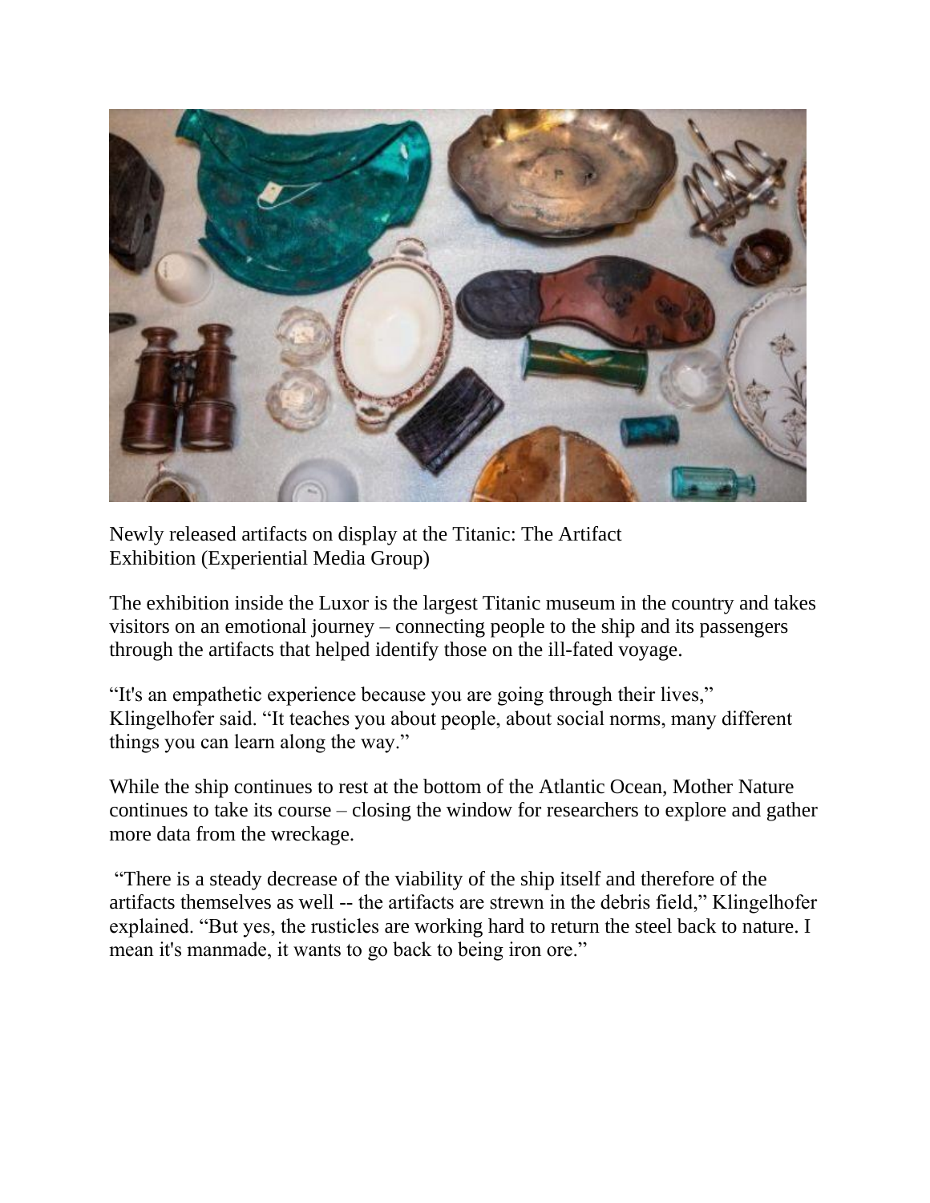Newly released artifacts on display at the Titanic: The Artifact Exhibition (Experiential Media Group)

The exhibition inside the Luxor is the largest Titanic museum in the country and takes visitors on an emotional journey – connecting people to the ship and its passengers through the artifacts that helped identify those on the ill-fated voyage.

"It's an empathetic experience because you are going through their lives," Klingelhofer said. "It teaches you about people, about social norms, many different things you can learn along the way."

While the ship continues to rest at the bottom of the Atlantic Ocean, Mother Nature continues to take its course – closing the window for researchers to explore and gather more data from the wreckage.

"There is a steady decrease of the viability of the ship itself and therefore of the artifacts themselves as well -- the artifacts are strewn in the debris field," Klingelhofer explained. "But yes, the rusticles are working hard to return the steel back to nature. I mean it's manmade, it wants to go back to being iron ore."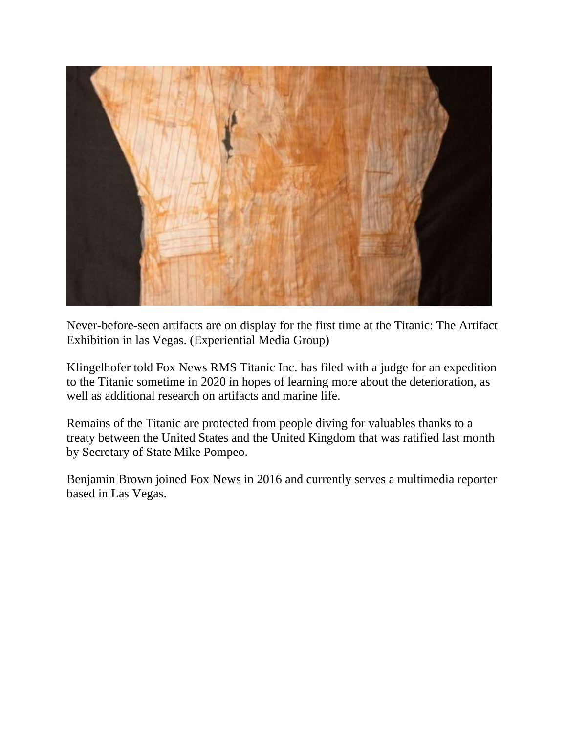Never-before-seen artifacts are on display for the first time at the Titanic: The Artifact Exhibition in las Vegas. (Experiential Media Group)

Klingelhofer told Fox News RMS Titanic Inc. has filed with a judge for an expedition to the Titanic sometime in 2020 in hopes of learning more about the deterioration, as well as additional research on artifacts and marine life.

Remains of the Titanic are protected from people diving for valuables thanks to a treaty between the United States and the United Kingdom that was ratified last month by Secretary of State Mike Pompeo.

Benjamin Brown joined Fox News in 2016 and currently serves a multimedia reporter based in Las Vegas.